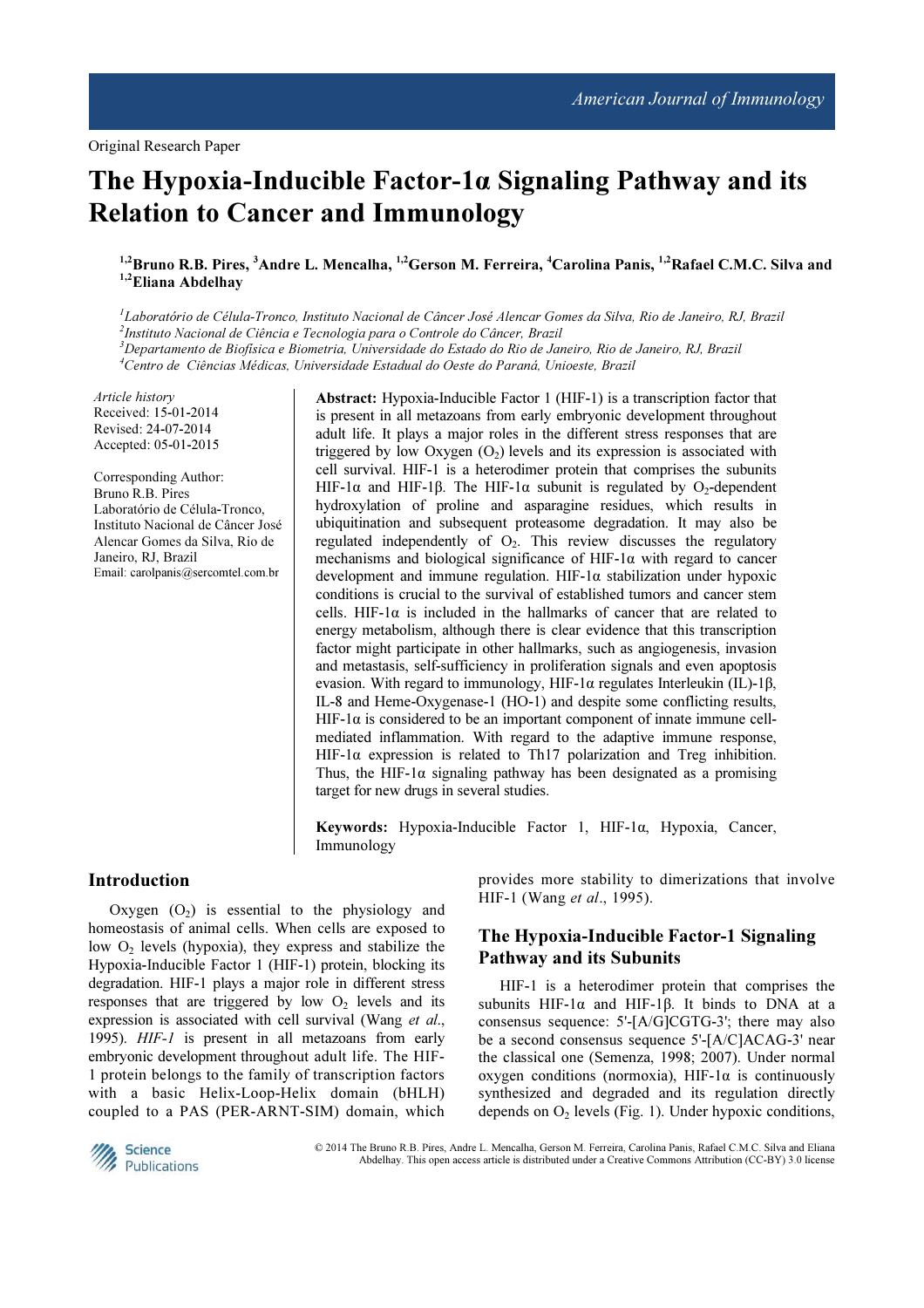Original Research Paper

# The Hypoxia-Inducible Factor-1α Signaling Pathway and its Relation to Cancer and Immunology

[1,2]Bruno R.B. Pires, [3]Andre L. Mencalha, [1,2]Gerson M. Ferreira, [4]Carolina Panis, [1,2]Rafael C.M.C. Silva and [1,2]Eliana Abdelhay

[1]*Laboratório de Célula-Tronco, Instituto Nacional de Câncer José Alencar Gomes da Silva, Rio de Janeiro, RJ, Brazil*
[2]*Instituto Nacional de Ciência e Tecnologia para o Controle do Câncer, Brazil*
[3]*Departamento de Biofísica e Biometria, Universidade do Estado do Rio de Janeiro, Rio de Janeiro, RJ, Brazil*
[4]*Centro de Ciências Médicas, Universidade Estadual do Oeste do Paraná, Unioeste, Brazil*

*Article history*
Received: 15-01-2014
Revised: 24-07-2014
Accepted: 05-01-2015

Corresponding Author:
Bruno R.B. Pires
Laboratório de Célula-Tronco, Instituto Nacional de Câncer José Alencar Gomes da Silva, Rio de Janeiro, RJ, Brazil
Email: carolpanis@sercomtel.com.br

**Abstract:** Hypoxia-Inducible Factor 1 (HIF-1) is a transcription factor that is present in all metazoans from early embryonic development throughout adult life. It plays a major roles in the different stress responses that are triggered by low Oxygen ($O_2$) levels and its expression is associated with cell survival. HIF-1 is a heterodimer protein that comprises the subunits HIF-1α and HIF-1β. The HIF-1α subunit is regulated by $O_2$-dependent hydroxylation of proline and asparagine residues, which results in ubiquitination and subsequent proteasome degradation. It may also be regulated independently of $O_2$. This review discusses the regulatory mechanisms and biological significance of HIF-1α with regard to cancer development and immune regulation. HIF-1α stabilization under hypoxic conditions is crucial to the survival of established tumors and cancer stem cells. HIF-1α is included in the hallmarks of cancer that are related to energy metabolism, although there is clear evidence that this transcription factor might participate in other hallmarks, such as angiogenesis, invasion and metastasis, self-sufficiency in proliferation signals and even apoptosis evasion. With regard to immunology, HIF-1α regulates Interleukin (IL)-1β, IL-8 and Heme-Oxygenase-1 (HO-1) and despite some conflicting results, HIF-1α is considered to be an important component of innate immune cell-mediated inflammation. With regard to the adaptive immune response, HIF-1α expression is related to Th17 polarization and Treg inhibition. Thus, the HIF-1α signaling pathway has been designated as a promising target for new drugs in several studies.

**Keywords:** Hypoxia-Inducible Factor 1, HIF-1α, Hypoxia, Cancer, Immunology

## Introduction

Oxygen ($O_2$) is essential to the physiology and homeostasis of animal cells. When cells are exposed to low $O_2$ levels (hypoxia), they express and stabilize the Hypoxia-Inducible Factor 1 (HIF-1) protein, blocking its degradation. HIF-1 plays a major role in different stress responses that are triggered by low $O_2$ levels and its expression is associated with cell survival (Wang *et al*., 1995). *HIF-1* is present in all metazoans from early embryonic development throughout adult life. The HIF-1 protein belongs to the family of transcription factors with a basic Helix-Loop-Helix domain (bHLH) coupled to a PAS (PER-ARNT-SIM) domain, which provides more stability to dimerizations that involve HIF-1 (Wang *et al*., 1995).

## The Hypoxia-Inducible Factor-1 Signaling Pathway and its Subunits

HIF-1 is a heterodimer protein that comprises the subunits HIF-1α and HIF-1β. It binds to DNA at a consensus sequence: 5'-[A/G]CGTG-3'; there may also be a second consensus sequence 5'-[A/C]ACAG-3' near the classical one (Semenza, 1998; 2007). Under normal oxygen conditions (normoxia), HIF-1α is continuously synthesized and degraded and its regulation directly depends on $O_2$ levels (Fig. 1). Under hypoxic conditions,

© 2014 The Bruno R.B. Pires, Andre L. Mencalha, Gerson M. Ferreira, Carolina Panis, Rafael C.M.C. Silva and Eliana Abdelhay. This open access article is distributed under a Creative Commons Attribution (CC-BY) 3.0 license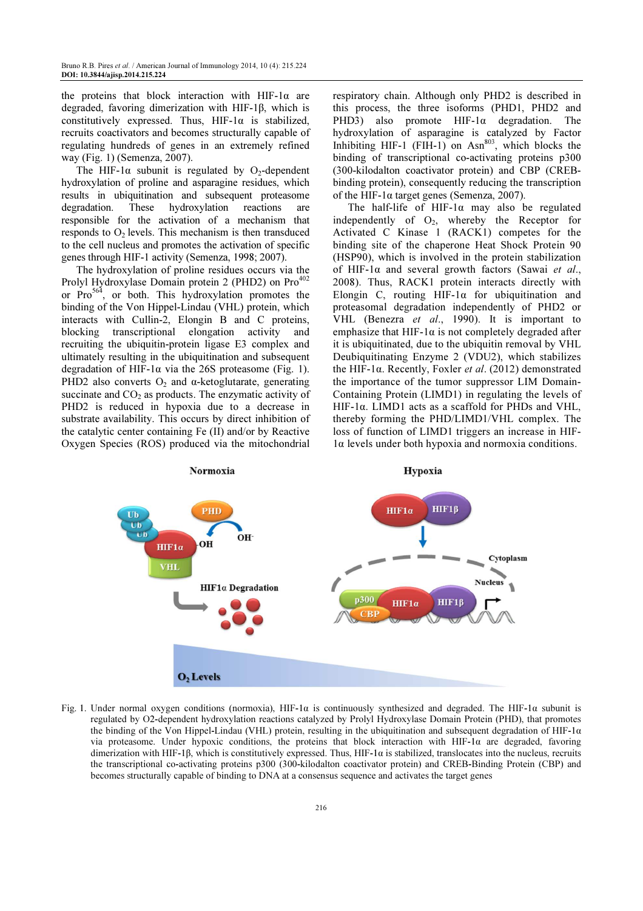the proteins that block interaction with HIF-1α are degraded, favoring dimerization with HIF-1β, which is constitutively expressed. Thus, HIF-1α is stabilized, recruits coactivators and becomes structurally capable of regulating hundreds of genes in an extremely refined way (Fig. 1) (Semenza, 2007).

The HIF-1α subunit is regulated by $O_2$-dependent hydroxylation of proline and asparagine residues, which results in ubiquitination and subsequent proteasome degradation. These hydroxylation reactions are responsible for the activation of a mechanism that responds to $O_2$ levels. This mechanism is then transduced to the cell nucleus and promotes the activation of specific genes through HIF-1 activity (Semenza, 1998; 2007).

The hydroxylation of proline residues occurs via the Prolyl Hydroxylase Domain protein 2 (PHD2) on $Pro^{402}$ or $Pro^{564}$, or both. This hydroxylation promotes the binding of the Von Hippel-Lindau (VHL) protein, which interacts with Cullin-2, Elongin B and C proteins, blocking transcriptional elongation activity and recruiting the ubiquitin-protein ligase E3 complex and ultimately resulting in the ubiquitination and subsequent degradation of HIF-1α via the 26S proteasome (Fig. 1). PHD2 also converts $O_2$ and α-ketoglutarate, generating succinate and $CO_2$ as products. The enzymatic activity of PHD2 is reduced in hypoxia due to a decrease in substrate availability. This occurs by direct inhibition of the catalytic center containing Fe (II) and/or by Reactive Oxygen Species (ROS) produced via the mitochondrial respiratory chain. Although only PHD2 is described in this process, the three isoforms (PHD1, PHD2 and PHD3) also promote HIF-1α degradation. The hydroxylation of asparagine is catalyzed by Factor Inhibiting HIF-1 (FIH-1) on $Asn^{803}$, which blocks the binding of transcriptional co-activating proteins p300 (300-kilodalton coactivator protein) and CBP (CREB-binding protein), consequently reducing the transcription of the HIF-1α target genes (Semenza, 2007).

The half-life of HIF-1α may also be regulated independently of $O_2$, whereby the Receptor for Activated C Kinase 1 (RACK1) competes for the binding site of the chaperone Heat Shock Protein 90 (HSP90), which is involved in the protein stabilization of HIF-1α and several growth factors (Sawai *et al*., 2008). Thus, RACK1 protein interacts directly with Elongin C, routing HIF-1α for ubiquitination and proteasomal degradation independently of PHD2 or VHL (Benezra *et al*., 1990). It is important to emphasize that HIF-1α is not completely degraded after it is ubiquitinated, due to the ubiquitin removal by VHL Deubiquitinating Enzyme 2 (VDU2), which stabilizes the HIF-1α. Recently, Foxler *et al*. (2012) demonstrated the importance of the tumor suppressor LIM Domain-Containing Protein (LIMD1) in regulating the levels of HIF-1α. LIMD1 acts as a scaffold for PHDs and VHL, thereby forming the PHD/LIMD1/VHL complex. The loss of function of LIMD1 triggers an increase in HIF-1α levels under both hypoxia and normoxia conditions.

Fig. 1. Under normal oxygen conditions (normoxia), HIF-1α is continuously synthesized and degraded. The HIF-1α subunit is regulated by O2-dependent hydroxylation reactions catalyzed by Prolyl Hydroxylase Domain Protein (PHD), that promotes the binding of the Von Hippel-Lindau (VHL) protein, resulting in the ubiquitination and subsequent degradation of HIF-1α via proteasome. Under hypoxic conditions, the proteins that block interaction with HIF-1α are degraded, favoring dimerization with HIF-1β, which is constitutively expressed. Thus, HIF-1α is stabilized, translocates into the nucleus, recruits the transcriptional co-activating proteins p300 (300-kilodalton coactivator protein) and CREB-Binding Protein (CBP) and becomes structurally capable of binding to DNA at a consensus sequence and activates the target genes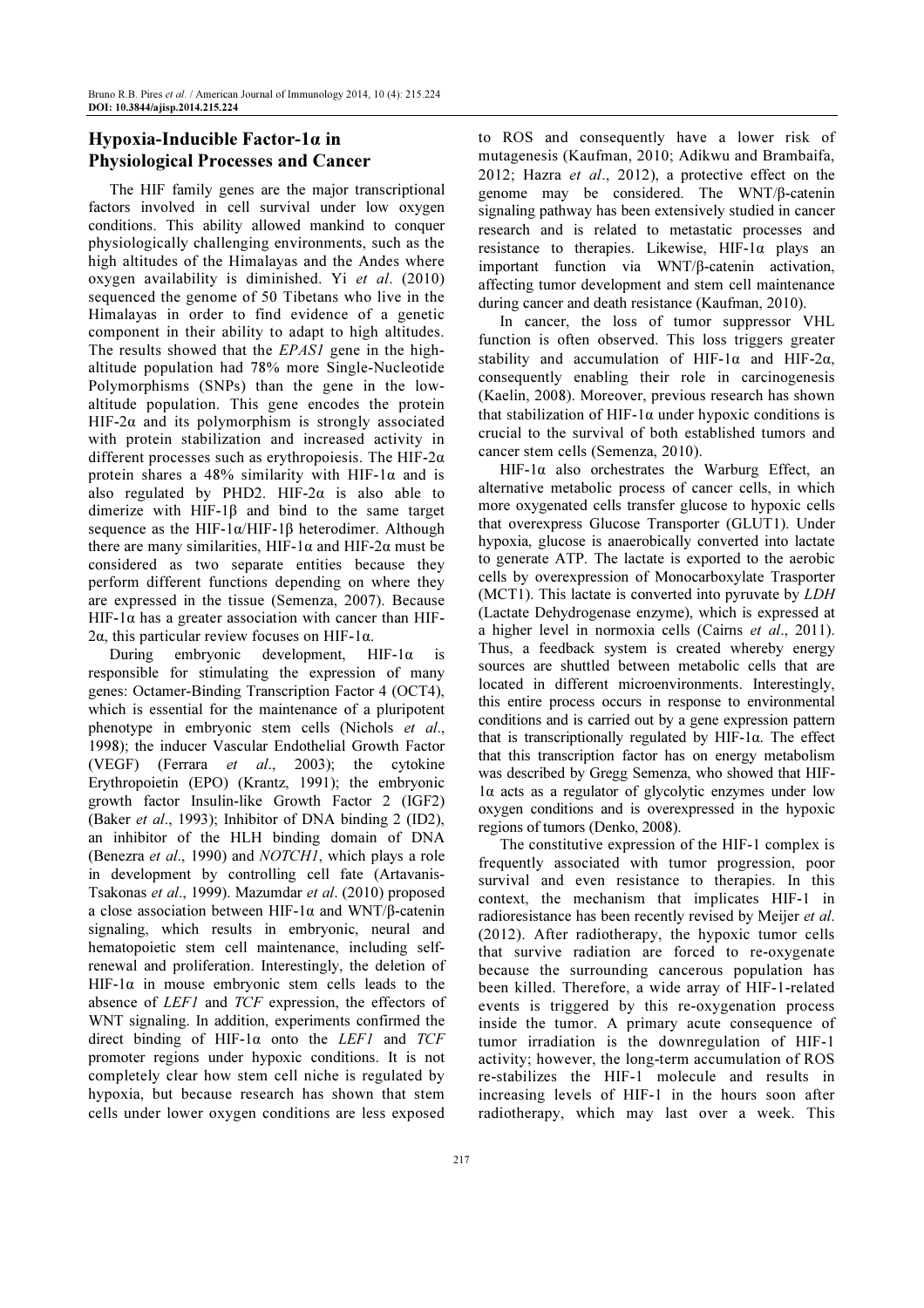## Hypoxia-Inducible Factor-1α in Physiological Processes and Cancer

The HIF family genes are the major transcriptional factors involved in cell survival under low oxygen conditions. This ability allowed mankind to conquer physiologically challenging environments, such as the high altitudes of the Himalayas and the Andes where oxygen availability is diminished. Yi *et al*. (2010) sequenced the genome of 50 Tibetans who live in the Himalayas in order to find evidence of a genetic component in their ability to adapt to high altitudes. The results showed that the *EPAS1* gene in the high-altitude population had 78% more Single-Nucleotide Polymorphisms (SNPs) than the gene in the low-altitude population. This gene encodes the protein HIF-2α and its polymorphism is strongly associated with protein stabilization and increased activity in different processes such as erythropoiesis. The HIF-2α protein shares a 48% similarity with HIF-1α and is also regulated by PHD2. HIF-2α is also able to dimerize with HIF-1β and bind to the same target sequence as the HIF-1α/HIF-1β heterodimer. Although there are many similarities, HIF-1α and HIF-2α must be considered as two separate entities because they perform different functions depending on where they are expressed in the tissue (Semenza, 2007). Because HIF-1α has a greater association with cancer than HIF-2α, this particular review focuses on HIF-1α.

During embryonic development, HIF-1α is responsible for stimulating the expression of many genes: Octamer-Binding Transcription Factor 4 (OCT4), which is essential for the maintenance of a pluripotent phenotype in embryonic stem cells (Nichols *et al*., 1998); the inducer Vascular Endothelial Growth Factor (VEGF) (Ferrara *et al*., 2003); the cytokine Erythropoietin (EPO) (Krantz, 1991); the embryonic growth factor Insulin-like Growth Factor 2 (IGF2) (Baker *et al*., 1993); Inhibitor of DNA binding 2 (ID2), an inhibitor of the HLH binding domain of DNA (Benezra *et al*., 1990) and *NOTCH1*, which plays a role in development by controlling cell fate (Artavanis-Tsakonas *et al*., 1999). Mazumdar *et al*. (2010) proposed a close association between HIF-1α and WNT/β-catenin signaling, which results in embryonic, neural and hematopoietic stem cell maintenance, including self-renewal and proliferation. Interestingly, the deletion of HIF-1α in mouse embryonic stem cells leads to the absence of *LEF1* and *TCF* expression, the effectors of WNT signaling. In addition, experiments confirmed the direct binding of HIF-1α onto the *LEF1* and *TCF* promoter regions under hypoxic conditions. It is not completely clear how stem cell niche is regulated by hypoxia, but because research has shown that stem cells under lower oxygen conditions are less exposed to ROS and consequently have a lower risk of mutagenesis (Kaufman, 2010; Adikwu and Brambaifa, 2012; Hazra *et al*., 2012), a protective effect on the genome may be considered. The WNT/β-catenin signaling pathway has been extensively studied in cancer research and is related to metastatic processes and resistance to therapies. Likewise, HIF-1α plays an important function via WNT/β-catenin activation, affecting tumor development and stem cell maintenance during cancer and death resistance (Kaufman, 2010).

In cancer, the loss of tumor suppressor VHL function is often observed. This loss triggers greater stability and accumulation of HIF-1α and HIF-2α, consequently enabling their role in carcinogenesis (Kaelin, 2008). Moreover, previous research has shown that stabilization of HIF-1α under hypoxic conditions is crucial to the survival of both established tumors and cancer stem cells (Semenza, 2010).

HIF-1α also orchestrates the Warburg Effect, an alternative metabolic process of cancer cells, in which more oxygenated cells transfer glucose to hypoxic cells that overexpress Glucose Transporter (GLUT1). Under hypoxia, glucose is anaerobically converted into lactate to generate ATP. The lactate is exported to the aerobic cells by overexpression of Monocarboxylate Trasporter (MCT1). This lactate is converted into pyruvate by *LDH* (Lactate Dehydrogenase enzyme), which is expressed at a higher level in normoxia cells (Cairns *et al*., 2011). Thus, a feedback system is created whereby energy sources are shuttled between metabolic cells that are located in different microenvironments. Interestingly, this entire process occurs in response to environmental conditions and is carried out by a gene expression pattern that is transcriptionally regulated by HIF-1α. The effect that this transcription factor has on energy metabolism was described by Gregg Semenza, who showed that HIF-1α acts as a regulator of glycolytic enzymes under low oxygen conditions and is overexpressed in the hypoxic regions of tumors (Denko, 2008).

The constitutive expression of the HIF-1 complex is frequently associated with tumor progression, poor survival and even resistance to therapies. In this context, the mechanism that implicates HIF-1 in radioresistance has been recently revised by Meijer *et al*. (2012). After radiotherapy, the hypoxic tumor cells that survive radiation are forced to re-oxygenate because the surrounding cancerous population has been killed. Therefore, a wide array of HIF-1-related events is triggered by this re-oxygenation process inside the tumor. A primary acute consequence of tumor irradiation is the downregulation of HIF-1 activity; however, the long-term accumulation of ROS re-stabilizes the HIF-1 molecule and results in increasing levels of HIF-1 in the hours soon after radiotherapy, which may last over a week. This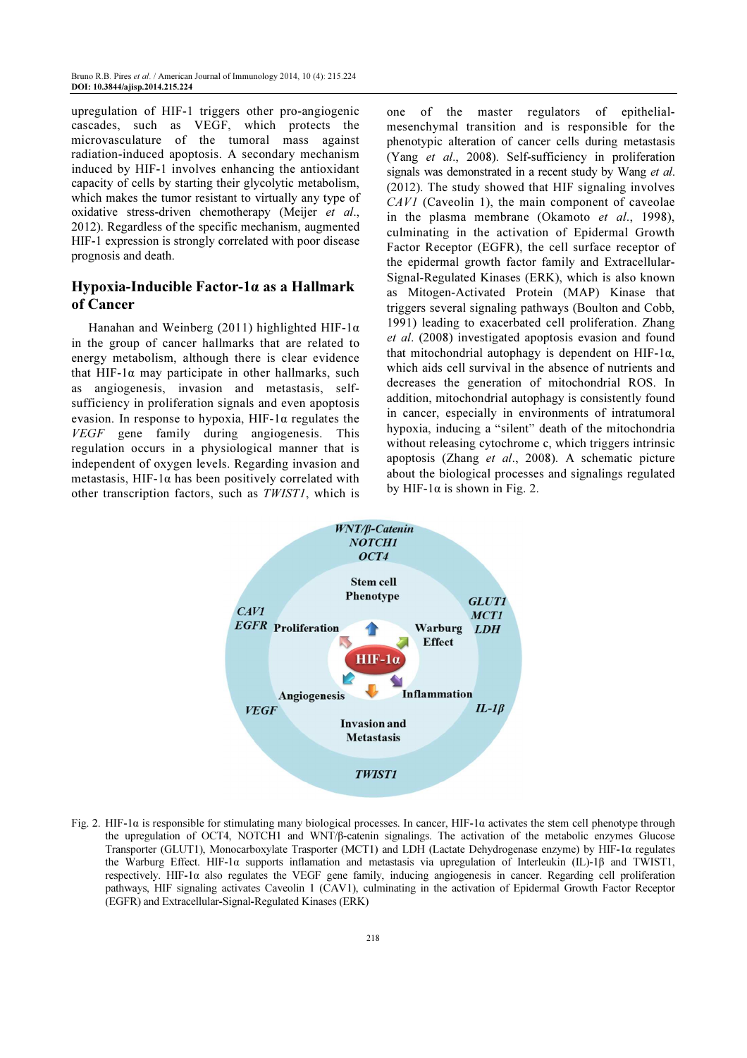upregulation of HIF-1 triggers other pro-angiogenic cascades, such as VEGF, which protects the microvasculature of the tumoral mass against radiation-induced apoptosis. A secondary mechanism induced by HIF-1 involves enhancing the antioxidant capacity of cells by starting their glycolytic metabolism, which makes the tumor resistant to virtually any type of oxidative stress-driven chemotherapy (Meijer *et al*., 2012). Regardless of the specific mechanism, augmented HIF-1 expression is strongly correlated with poor disease prognosis and death.

## Hypoxia-Inducible Factor-1α as a Hallmark of Cancer

Hanahan and Weinberg (2011) highlighted HIF-1α in the group of cancer hallmarks that are related to energy metabolism, although there is clear evidence that HIF-1α may participate in other hallmarks, such as angiogenesis, invasion and metastasis, self-sufficiency in proliferation signals and even apoptosis evasion. In response to hypoxia, HIF-1α regulates the *VEGF* gene family during angiogenesis. This regulation occurs in a physiological manner that is independent of oxygen levels. Regarding invasion and metastasis, HIF-1α has been positively correlated with other transcription factors, such as *TWIST1*, which is one of the master regulators of epithelial-mesenchymal transition and is responsible for the phenotypic alteration of cancer cells during metastasis (Yang *et al*., 2008). Self-sufficiency in proliferation signals was demonstrated in a recent study by Wang *et al*. (2012). The study showed that HIF signaling involves *CAV1* (Caveolin 1), the main component of caveolae in the plasma membrane (Okamoto *et al*., 1998), culminating in the activation of Epidermal Growth Factor Receptor (EGFR), the cell surface receptor of the epidermal growth factor family and Extracellular-Signal-Regulated Kinases (ERK), which is also known as Mitogen-Activated Protein (MAP) Kinase that triggers several signaling pathways (Boulton and Cobb, 1991) leading to exacerbated cell proliferation. Zhang *et al*. (2008) investigated apoptosis evasion and found that mitochondrial autophagy is dependent on HIF-1α, which aids cell survival in the absence of nutrients and decreases the generation of mitochondrial ROS. In addition, mitochondrial autophagy is consistently found in cancer, especially in environments of intratumoral hypoxia, inducing a "silent" death of the mitochondria without releasing cytochrome c, which triggers intrinsic apoptosis (Zhang *et al*., 2008). A schematic picture about the biological processes and signalings regulated by HIF-1α is shown in Fig. 2.

Fig. 2. HIF-1α is responsible for stimulating many biological processes. In cancer, HIF-1α activates the stem cell phenotype through the upregulation of OCT4, NOTCH1 and WNT/β-catenin signalings. The activation of the metabolic enzymes Glucose Transporter (GLUT1), Monocarboxylate Trasporter (MCT1) and LDH (Lactate Dehydrogenase enzyme) by HIF-1α regulates the Warburg Effect. HIF-1α supports inflamation and metastasis via upregulation of Interleukin (IL)-1β and TWIST1, respectively. HIF-1α also regulates the VEGF gene family, inducing angiogenesis in cancer. Regarding cell proliferation pathways, HIF signaling activates Caveolin 1 (CAV1), culminating in the activation of Epidermal Growth Factor Receptor (EGFR) and Extracellular-Signal-Regulated Kinases (ERK)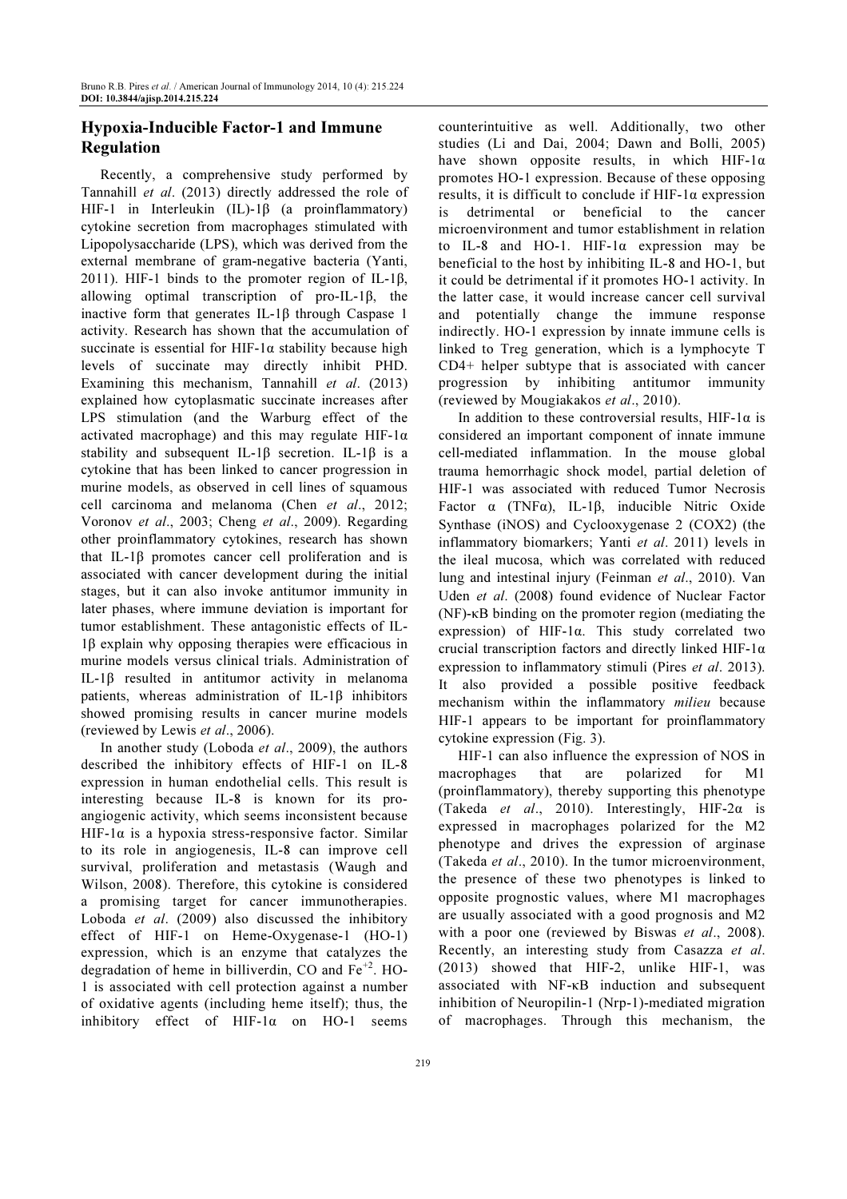## Hypoxia-Inducible Factor-1 and Immune Regulation

Recently, a comprehensive study performed by Tannahill *et al*. (2013) directly addressed the role of HIF-1 in Interleukin (IL)-1β (a proinflammatory) cytokine secretion from macrophages stimulated with Lipopolysaccharide (LPS), which was derived from the external membrane of gram-negative bacteria (Yanti, 2011). HIF-1 binds to the promoter region of IL-1β, allowing optimal transcription of pro-IL-1β, the inactive form that generates IL-1β through Caspase 1 activity. Research has shown that the accumulation of succinate is essential for HIF-1α stability because high levels of succinate may directly inhibit PHD. Examining this mechanism, Tannahill *et al*. (2013) explained how cytoplasmatic succinate increases after LPS stimulation (and the Warburg effect of the activated macrophage) and this may regulate HIF-1α stability and subsequent IL-1β secretion. IL-1β is a cytokine that has been linked to cancer progression in murine models, as observed in cell lines of squamous cell carcinoma and melanoma (Chen *et al*., 2012; Voronov *et al*., 2003; Cheng *et al*., 2009). Regarding other proinflammatory cytokines, research has shown that IL-1β promotes cancer cell proliferation and is associated with cancer development during the initial stages, but it can also invoke antitumor immunity in later phases, where immune deviation is important for tumor establishment. These antagonistic effects of IL-1β explain why opposing therapies were efficacious in murine models versus clinical trials. Administration of IL-1β resulted in antitumor activity in melanoma patients, whereas administration of IL-1β inhibitors showed promising results in cancer murine models (reviewed by Lewis *et al*., 2006).

In another study (Loboda *et al*., 2009), the authors described the inhibitory effects of HIF-1 on IL-8 expression in human endothelial cells. This result is interesting because IL-8 is known for its pro-angiogenic activity, which seems inconsistent because HIF-1α is a hypoxia stress-responsive factor. Similar to its role in angiogenesis, IL-8 can improve cell survival, proliferation and metastasis (Waugh and Wilson, 2008). Therefore, this cytokine is considered a promising target for cancer immunotherapies. Loboda *et al*. (2009) also discussed the inhibitory effect of HIF-1 on Heme-Oxygenase-1 (HO-1) expression, which is an enzyme that catalyzes the degradation of heme in billiverdin, CO and $Fe^{+2}$. HO-1 is associated with cell protection against a number of oxidative agents (including heme itself); thus, the inhibitory effect of HIF-1α on HO-1 seems counterintuitive as well. Additionally, two other studies (Li and Dai, 2004; Dawn and Bolli, 2005) have shown opposite results, in which HIF-1α promotes HO-1 expression. Because of these opposing results, it is difficult to conclude if HIF-1α expression is detrimental or beneficial to the cancer microenvironment and tumor establishment in relation to IL-8 and HO-1. HIF-1α expression may be beneficial to the host by inhibiting IL-8 and HO-1, but it could be detrimental if it promotes HO-1 activity. In the latter case, it would increase cancer cell survival and potentially change the immune response indirectly. HO-1 expression by innate immune cells is linked to Treg generation, which is a lymphocyte T CD4+ helper subtype that is associated with cancer progression by inhibiting antitumor immunity (reviewed by Mougiakakos *et al*., 2010).

In addition to these controversial results, HIF-1α is considered an important component of innate immune cell-mediated inflammation. In the mouse global trauma hemorrhagic shock model, partial deletion of HIF-1 was associated with reduced Tumor Necrosis Factor α (TNFα), IL-1β, inducible Nitric Oxide Synthase (iNOS) and Cyclooxygenase 2 (COX2) (the inflammatory biomarkers; Yanti *et al*. 2011) levels in the ileal mucosa, which was correlated with reduced lung and intestinal injury (Feinman *et al*., 2010). Van Uden *et al*. (2008) found evidence of Nuclear Factor (NF)-κB binding on the promoter region (mediating the expression) of HIF-1α. This study correlated two crucial transcription factors and directly linked HIF-1α expression to inflammatory stimuli (Pires *et al*. 2013). It also provided a possible positive feedback mechanism within the inflammatory *milieu* because HIF-1 appears to be important for proinflammatory cytokine expression (Fig. 3).

HIF-1 can also influence the expression of NOS in macrophages that are polarized for M1 (proinflammatory), thereby supporting this phenotype (Takeda *et al*., 2010). Interestingly, HIF-2α is expressed in macrophages polarized for the M2 phenotype and drives the expression of arginase (Takeda *et al*., 2010). In the tumor microenvironment, the presence of these two phenotypes is linked to opposite prognostic values, where M1 macrophages are usually associated with a good prognosis and M2 with a poor one (reviewed by Biswas *et al*., 2008). Recently, an interesting study from Casazza *et al*. (2013) showed that HIF-2, unlike HIF-1, was associated with NF-κB induction and subsequent inhibition of Neuropilin-1 (Nrp-1)-mediated migration of macrophages. Through this mechanism, the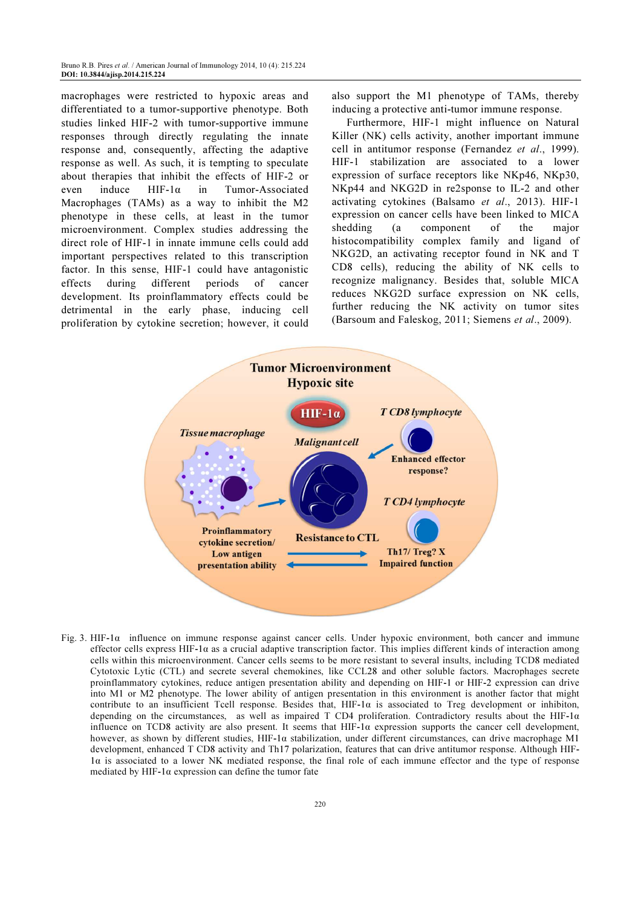macrophages were restricted to hypoxic areas and differentiated to a tumor-supportive phenotype. Both studies linked HIF-2 with tumor-supportive immune responses through directly regulating the innate response and, consequently, affecting the adaptive response as well. As such, it is tempting to speculate about therapies that inhibit the effects of HIF-2 or even induce HIF-1α in Tumor-Associated Macrophages (TAMs) as a way to inhibit the M2 phenotype in these cells, at least in the tumor microenvironment. Complex studies addressing the direct role of HIF-1 in innate immune cells could add important perspectives related to this transcription factor. In this sense, HIF-1 could have antagonistic effects during different periods of cancer development. Its proinflammatory effects could be detrimental in the early phase, inducing cell proliferation by cytokine secretion; however, it could also support the M1 phenotype of TAMs, thereby inducing a protective anti-tumor immune response.

Furthermore, HIF-1 might influence on Natural Killer (NK) cells activity, another important immune cell in antitumor response (Fernandez *et al*., 1999). HIF-1 stabilization are associated to a lower expression of surface receptors like NKp46, NKp30, NKp44 and NKG2D in re2sponse to IL-2 and other activating cytokines (Balsamo *et al*., 2013). HIF-1 expression on cancer cells have been linked to MICA shedding (a component of the major histocompatibility complex family and ligand of NKG2D, an activating receptor found in NK and T CD8 cells), reducing the ability of NK cells to recognize malignancy. Besides that, soluble MICA reduces NKG2D surface expression on NK cells, further reducing the NK activity on tumor sites (Barsoum and Faleskog, 2011; Siemens *et al*., 2009).

Fig. 3. HIF-1α influence on immune response against cancer cells. Under hypoxic environment, both cancer and immune effector cells express HIF-1α as a crucial adaptive transcription factor. This implies different kinds of interaction among cells within this microenvironment. Cancer cells seems to be more resistant to several insults, including TCD8 mediated Cytotoxic Lytic (CTL) and secrete several chemokines, like CCL28 and other soluble factors. Macrophages secrete proinflammatory cytokines, reduce antigen presentation ability and depending on HIF-1 or HIF-2 expression can drive into M1 or M2 phenotype. The lower ability of antigen presentation in this environment is another factor that might contribute to an insufficient Tcell response. Besides that, HIF-1α is associated to Treg development or inhibiton, depending on the circumstances, as well as impaired T CD4 proliferation. Contradictory results about the HIF-1α influence on TCD8 activity are also present. It seems that HIF-1α expression supports the cancer cell development, however, as shown by different studies, HIF-1α stabilization, under different circumstances, can drive macrophage M1 development, enhanced T CD8 activity and Th17 polarization, features that can drive antitumor response. Although HIF-1α is associated to a lower NK mediated response, the final role of each immune effector and the type of response mediated by HIF-1α expression can define the tumor fate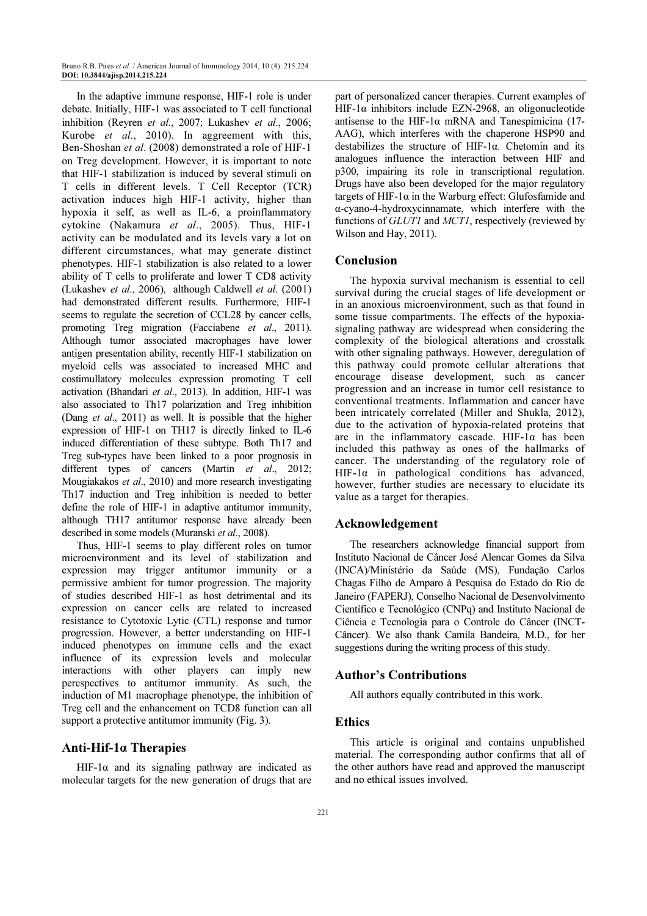In the adaptive immune response, HIF-1 role is under debate. Initially, HIF-1 was associated to T cell functional inhibition (Reyren *et al*., 2007; Lukashev *et al*., 2006; Kurobe *et al*., 2010). In aggreement with this, Ben-Shoshan *et al*. (2008) demonstrated a role of HIF-1 on Treg development. However, it is important to note that HIF-1 stabilization is induced by several stimuli on T cells in different levels. T Cell Receptor (TCR) activation induces high HIF-1 activity, higher than hypoxia it self, as well as IL-6, a proinflammatory cytokine (Nakamura *et al*., 2005). Thus, HIF-1 activity can be modulated and its levels vary a lot on different circumstances, what may generate distinct phenotypes. HIF-1 stabilization is also related to a lower ability of T cells to proliferate and lower T CD8 activity (Lukashev *et al*., 2006), although Caldwell *et al*. (2001) had demonstrated different results. Furthermore, HIF-1 seems to regulate the secretion of CCL28 by cancer cells, promoting Treg migration (Facciabene *et al*., 2011). Although tumor associated macrophages have lower antigen presentation ability, recently HIF-1 stabilization on myeloid cells was associated to increased MHC and costimullatory molecules expression promoting T cell activation (Bhandari *et al*., 2013). In addition, HIF-1 was also associated to Th17 polarization and Treg inhibition (Dang *et al*., 2011) as well. It is possible that the higher expression of HIF-1 on TH17 is directly linked to IL-6 induced differentiation of these subtype. Both Th17 and Treg sub-types have been linked to a poor prognosis in different types of cancers (Martin *et al*., 2012; Mougiakakos *et al*., 2010) and more research investigating Th17 induction and Treg inhibition is needed to better define the role of HIF-1 in adaptive antitumor immunity, although TH17 antitumor response have already been described in some models (Muranski *et al*., 2008).

Thus, HIF-1 seems to play different roles on tumor microenvironment and its level of stabilization and expression may trigger antitumor immunity or a permissive ambient for tumor progression. The majority of studies described HIF-1 as host detrimental and its expression on cancer cells are related to increased resistance to Cytotoxic Lytic (CTL) response and tumor progression. However, a better understanding on HIF-1 induced phenotypes on immune cells and the exact influence of its expression levels and molecular interactions with other players can imply new perespectives to antitumor immunity. As such, the induction of M1 macrophage phenotype, the inhibition of Treg cell and the enhancement on TCD8 function can all support a protective antitumor immunity (Fig. 3).

## Anti-Hif-1α Therapies

HIF-1α and its signaling pathway are indicated as molecular targets for the new generation of drugs that are part of personalized cancer therapies. Current examples of HIF-1α inhibitors include EZN-2968, an oligonucleotide antisense to the HIF-1α mRNA and Tanespimicina (17-AAG), which interferes with the chaperone HSP90 and destabilizes the structure of HIF-1α. Chetomin and its analogues influence the interaction between HIF and p300, impairing its role in transcriptional regulation. Drugs have also been developed for the major regulatory targets of HIF-1α in the Warburg effect: Glufosfamide and α-cyano-4-hydroxycinnamate, which interfere with the functions of *GLUT1* and *MCT1*, respectively (reviewed by Wilson and Hay, 2011).

## Conclusion

The hypoxia survival mechanism is essential to cell survival during the crucial stages of life development or in an anoxious microenvironment, such as that found in some tissue compartments. The effects of the hypoxia-signaling pathway are widespread when considering the complexity of the biological alterations and crosstalk with other signaling pathways. However, deregulation of this pathway could promote cellular alterations that encourage disease development, such as cancer progression and an increase in tumor cell resistance to conventional treatments. Inflammation and cancer have been intricately correlated (Miller and Shukla, 2012), due to the activation of hypoxia-related proteins that are in the inflammatory cascade. HIF-1α has been included this pathway as ones of the hallmarks of cancer. The understanding of the regulatory role of HIF-1α in pathological conditions has advanced, however, further studies are necessary to elucidate its value as a target for therapies.

## Acknowledgement

The researchers acknowledge financial support from Instituto Nacional de Câncer José Alencar Gomes da Silva (INCA)/Ministério da Saúde (MS), Fundação Carlos Chagas Filho de Amparo à Pesquisa do Estado do Rio de Janeiro (FAPERJ), Conselho Nacional de Desenvolvimento Científico e Tecnológico (CNPq) and Instituto Nacional de Ciência e Tecnologia para o Controle do Câncer (INCT-Câncer). We also thank Camila Bandeira, M.D., for her suggestions during the writing process of this study.

## Author's Contributions

All authors equally contributed in this work.

## Ethics

This article is original and contains unpublished material. The corresponding author confirms that all of the other authors have read and approved the manuscript and no ethical issues involved.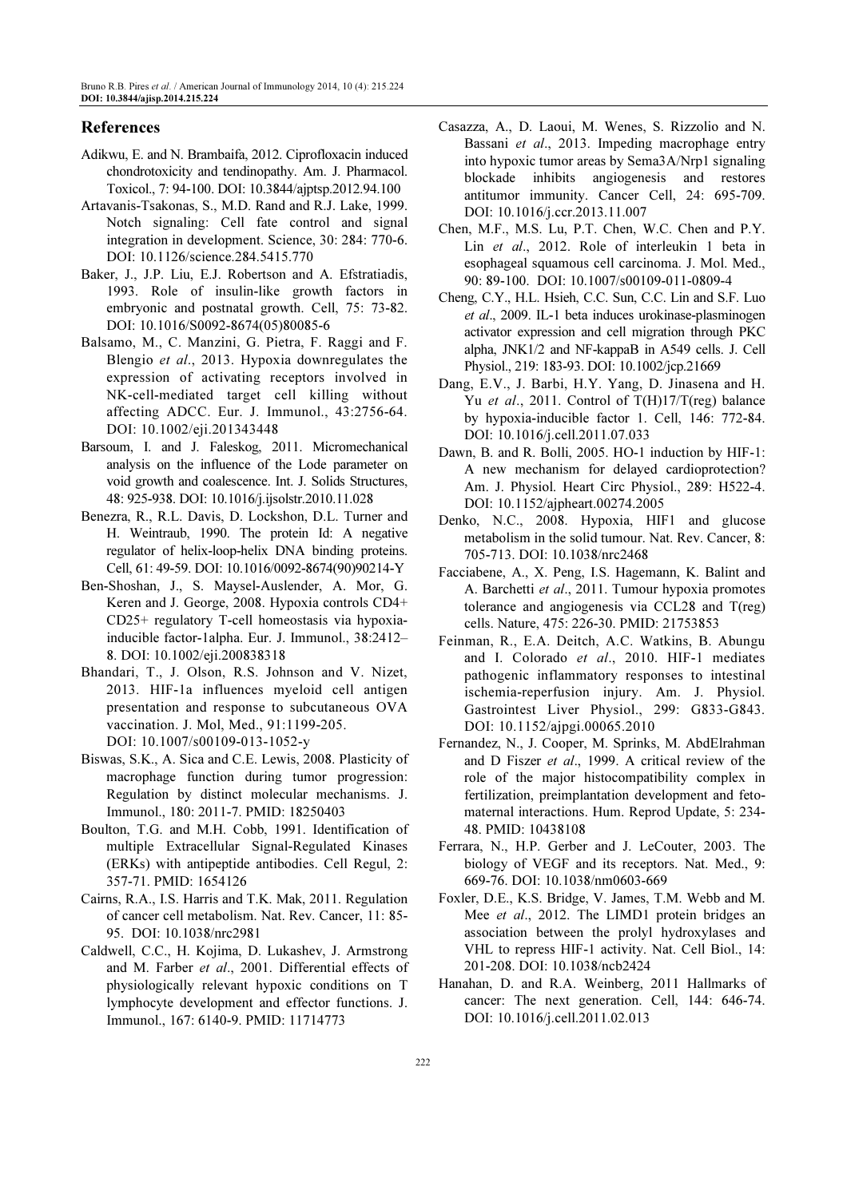## References

Adikwu, E. and N. Brambaifa, 2012. Ciprofloxacin induced chondrotoxicity and tendinopathy. Am. J. Pharmacol. Toxicol., 7: 94-100. DOI: 10.3844/ajptsp.2012.94.100

Artavanis-Tsakonas, S., M.D. Rand and R.J. Lake, 1999. Notch signaling: Cell fate control and signal integration in development. Science, 30: 284: 770-6. DOI: 10.1126/science.284.5415.770

Baker, J., J.P. Liu, E.J. Robertson and A. Efstratiadis, 1993. Role of insulin-like growth factors in embryonic and postnatal growth. Cell, 75: 73-82. DOI: 10.1016/S0092-8674(05)80085-6

Balsamo, M., C. Manzini, G. Pietra, F. Raggi and F. Blengio *et al*., 2013. Hypoxia downregulates the expression of activating receptors involved in NK-cell-mediated target cell killing without affecting ADCC. Eur. J. Immunol., 43:2756-64. DOI: 10.1002/eji.201343448

Barsoum, I. and J. Faleskog, 2011. Micromechanical analysis on the influence of the Lode parameter on void growth and coalescence. Int. J. Solids Structures, 48: 925-938. DOI: 10.1016/j.ijsolstr.2010.11.028

Benezra, R., R.L. Davis, D. Lockshon, D.L. Turner and H. Weintraub, 1990. The protein Id: A negative regulator of helix-loop-helix DNA binding proteins. Cell, 61: 49-59. DOI: 10.1016/0092-8674(90)90214-Y

Ben-Shoshan, J., S. Maysel-Auslender, A. Mor, G. Keren and J. George, 2008. Hypoxia controls CD4+ CD25+ regulatory T-cell homeostasis via hypoxia-inducible factor-1alpha. Eur. J. Immunol., 38:2412–8. DOI: 10.1002/eji.200838318

Bhandari, T., J. Olson, R.S. Johnson and V. Nizet, 2013. HIF-1a influences myeloid cell antigen presentation and response to subcutaneous OVA vaccination. J. Mol, Med., 91:1199-205. DOI: 10.1007/s00109-013-1052-y

Biswas, S.K., A. Sica and C.E. Lewis, 2008. Plasticity of macrophage function during tumor progression: Regulation by distinct molecular mechanisms. J. Immunol., 180: 2011-7. PMID: 18250403

Boulton, T.G. and M.H. Cobb, 1991. Identification of multiple Extracellular Signal-Regulated Kinases (ERKs) with antipeptide antibodies. Cell Regul, 2: 357-71. PMID: 1654126

Cairns, R.A., I.S. Harris and T.K. Mak, 2011. Regulation of cancer cell metabolism. Nat. Rev. Cancer, 11: 85-95. DOI: 10.1038/nrc2981

Caldwell, C.C., H. Kojima, D. Lukashev, J. Armstrong and M. Farber *et al*., 2001. Differential effects of physiologically relevant hypoxic conditions on T lymphocyte development and effector functions. J. Immunol., 167: 6140-9. PMID: 11714773

Casazza, A., D. Laoui, M. Wenes, S. Rizzolio and N. Bassani *et al*., 2013. Impeding macrophage entry into hypoxic tumor areas by Sema3A/Nrp1 signaling blockade inhibits angiogenesis and restores antitumor immunity. Cancer Cell, 24: 695-709. DOI: 10.1016/j.ccr.2013.11.007

Chen, M.F., M.S. Lu, P.T. Chen, W.C. Chen and P.Y. Lin *et al*., 2012. Role of interleukin 1 beta in esophageal squamous cell carcinoma. J. Mol. Med., 90: 89-100. DOI: 10.1007/s00109-011-0809-4

Cheng, C.Y., H.L. Hsieh, C.C. Sun, C.C. Lin and S.F. Luo *et al*., 2009. IL-1 beta induces urokinase-plasminogen activator expression and cell migration through PKC alpha, JNK1/2 and NF-kappaB in A549 cells. J. Cell Physiol., 219: 183-93. DOI: 10.1002/jcp.21669

Dang, E.V., J. Barbi, H.Y. Yang, D. Jinasena and H. Yu *et al*., 2011. Control of T(H)17/T(reg) balance by hypoxia-inducible factor 1. Cell, 146: 772-84. DOI: 10.1016/j.cell.2011.07.033

Dawn, B. and R. Bolli, 2005. HO-1 induction by HIF-1: A new mechanism for delayed cardioprotection? Am. J. Physiol. Heart Circ Physiol., 289: H522-4. DOI: 10.1152/ajpheart.00274.2005

Denko, N.C., 2008. Hypoxia, HIF1 and glucose metabolism in the solid tumour. Nat. Rev. Cancer, 8: 705-713. DOI: 10.1038/nrc2468

Facciabene, A., X. Peng, I.S. Hagemann, K. Balint and A. Barchetti *et al*., 2011. Tumour hypoxia promotes tolerance and angiogenesis via CCL28 and T(reg) cells. Nature, 475: 226-30. PMID: 21753853

Feinman, R., E.A. Deitch, A.C. Watkins, B. Abungu and I. Colorado *et al*., 2010. HIF-1 mediates pathogenic inflammatory responses to intestinal ischemia-reperfusion injury. Am. J. Physiol. Gastrointest Liver Physiol., 299: G833-G843. DOI: 10.1152/ajpgi.00065.2010

Fernandez, N., J. Cooper, M. Sprinks, M. AbdElrahman and D Fiszer *et al*., 1999. A critical review of the role of the major histocompatibility complex in fertilization, preimplantation development and feto-maternal interactions. Hum. Reprod Update, 5: 234-48. PMID: 10438108

Ferrara, N., H.P. Gerber and J. LeCouter, 2003. The biology of VEGF and its receptors. Nat. Med., 9: 669-76. DOI: 10.1038/nm0603-669

Foxler, D.E., K.S. Bridge, V. James, T.M. Webb and M. Mee *et al*., 2012. The LIMD1 protein bridges an association between the prolyl hydroxylases and VHL to repress HIF-1 activity. Nat. Cell Biol., 14: 201-208. DOI: 10.1038/ncb2424

Hanahan, D. and R.A. Weinberg, 2011 Hallmarks of cancer: The next generation. Cell, 144: 646-74. DOI: 10.1016/j.cell.2011.02.013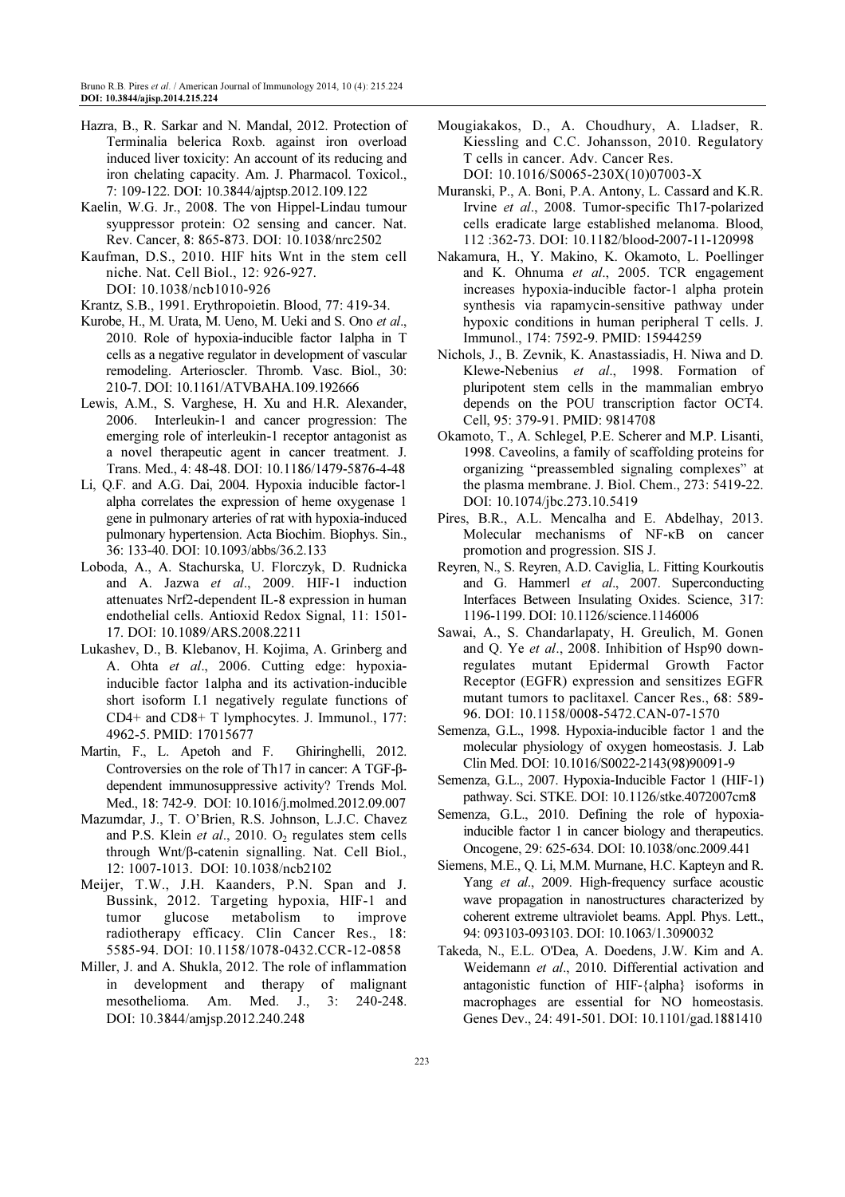Hazra, B., R. Sarkar and N. Mandal, 2012. Protection of Terminalia belerica Roxb. against iron overload induced liver toxicity: An account of its reducing and iron chelating capacity. Am. J. Pharmacol. Toxicol., 7: 109-122. DOI: 10.3844/ajptsp.2012.109.122

Kaelin, W.G. Jr., 2008. The von Hippel-Lindau tumour syuppressor protein: O2 sensing and cancer. Nat. Rev. Cancer, 8: 865-873. DOI: 10.1038/nrc2502

Kaufman, D.S., 2010. HIF hits Wnt in the stem cell niche. Nat. Cell Biol., 12: 926-927. DOI: 10.1038/ncb1010-926

Krantz, S.B., 1991. Erythropoietin. Blood, 77: 419-34.

Kurobe, H., M. Urata, M. Ueno, M. Ueki and S. Ono *et al*., 2010. Role of hypoxia-inducible factor 1alpha in T cells as a negative regulator in development of vascular remodeling. Arterioscler. Thromb. Vasc. Biol., 30: 210-7. DOI: 10.1161/ATVBAHA.109.192666

Lewis, A.M., S. Varghese, H. Xu and H.R. Alexander, 2006. Interleukin-1 and cancer progression: The emerging role of interleukin-1 receptor antagonist as a novel therapeutic agent in cancer treatment. J. Trans. Med., 4: 48-48. DOI: 10.1186/1479-5876-4-48

Li, Q.F. and A.G. Dai, 2004. Hypoxia inducible factor-1 alpha correlates the expression of heme oxygenase 1 gene in pulmonary arteries of rat with hypoxia-induced pulmonary hypertension. Acta Biochim. Biophys. Sin., 36: 133-40. DOI: 10.1093/abbs/36.2.133

Loboda, A., A. Stachurska, U. Florczyk, D. Rudnicka and A. Jazwa *et al*., 2009. HIF-1 induction attenuates Nrf2-dependent IL-8 expression in human endothelial cells. Antioxid Redox Signal, 11: 1501-17. DOI: 10.1089/ARS.2008.2211

Lukashev, D., B. Klebanov, H. Kojima, A. Grinberg and A. Ohta *et al*., 2006. Cutting edge: hypoxia-inducible factor 1alpha and its activation-inducible short isoform I.1 negatively regulate functions of CD4+ and CD8+ T lymphocytes. J. Immunol., 177: 4962-5. PMID: 17015677

Martin, F., L. Apetoh and F. Ghiringhelli, 2012. Controversies on the role of Th17 in cancer: A TGF-β-dependent immunosuppressive activity? Trends Mol. Med., 18: 742-9. DOI: 10.1016/j.molmed.2012.09.007

Mazumdar, J., T. O'Brien, R.S. Johnson, L.J.C. Chavez and P.S. Klein *et al*., 2010. $O_2$ regulates stem cells through Wnt/β-catenin signalling. Nat. Cell Biol., 12: 1007-1013. DOI: 10.1038/ncb2102

Meijer, T.W., J.H. Kaanders, P.N. Span and J. Bussink, 2012. Targeting hypoxia, HIF-1 and tumor glucose metabolism to improve radiotherapy efficacy. Clin Cancer Res., 18: 5585-94. DOI: 10.1158/1078-0432.CCR-12-0858

Miller, J. and A. Shukla, 2012. The role of inflammation in development and therapy of malignant mesothelioma. Am. Med. J., 3: 240-248. DOI: 10.3844/amjsp.2012.240.248

Mougiakakos, D., A. Choudhury, A. Lladser, R. Kiessling and C.C. Johansson, 2010. Regulatory T cells in cancer. Adv. Cancer Res. DOI: 10.1016/S0065-230X(10)07003-X

Muranski, P., A. Boni, P.A. Antony, L. Cassard and K.R. Irvine *et al*., 2008. Tumor-specific Th17-polarized cells eradicate large established melanoma. Blood, 112 :362-73. DOI: 10.1182/blood-2007-11-120998

Nakamura, H., Y. Makino, K. Okamoto, L. Poellinger and K. Ohnuma *et al*., 2005. TCR engagement increases hypoxia-inducible factor-1 alpha protein synthesis via rapamycin-sensitive pathway under hypoxic conditions in human peripheral T cells. J. Immunol., 174: 7592-9. PMID: 15944259

Nichols, J., B. Zevnik, K. Anastassiadis, H. Niwa and D. Klewe-Nebenius *et al*., 1998. Formation of pluripotent stem cells in the mammalian embryo depends on the POU transcription factor OCT4. Cell, 95: 379-91. PMID: 9814708

Okamoto, T., A. Schlegel, P.E. Scherer and M.P. Lisanti, 1998. Caveolins, a family of scaffolding proteins for organizing "preassembled signaling complexes" at the plasma membrane. J. Biol. Chem., 273: 5419-22. DOI: 10.1074/jbc.273.10.5419

Pires, B.R., A.L. Mencalha and E. Abdelhay, 2013. Molecular mechanisms of NF-κB on cancer promotion and progression. SIS J.

Reyren, N., S. Reyren, A.D. Caviglia, L. Fitting Kourkoutis and G. Hammerl *et al*., 2007. Superconducting Interfaces Between Insulating Oxides. Science, 317: 1196-1199. DOI: 10.1126/science.1146006

Sawai, A., S. Chandarlapaty, H. Greulich, M. Gonen and Q. Ye *et al*., 2008. Inhibition of Hsp90 down-regulates mutant Epidermal Growth Factor Receptor (EGFR) expression and sensitizes EGFR mutant tumors to paclitaxel. Cancer Res., 68: 589-96. DOI: 10.1158/0008-5472.CAN-07-1570

Semenza, G.L., 1998. Hypoxia-inducible factor 1 and the molecular physiology of oxygen homeostasis. J. Lab Clin Med. DOI: 10.1016/S0022-2143(98)90091-9

Semenza, G.L., 2007. Hypoxia-Inducible Factor 1 (HIF-1) pathway. Sci. STKE. DOI: 10.1126/stke.4072007cm8

Semenza, G.L., 2010. Defining the role of hypoxia-inducible factor 1 in cancer biology and therapeutics. Oncogene, 29: 625-634. DOI: 10.1038/onc.2009.441

Siemens, M.E., Q. Li, M.M. Murnane, H.C. Kapteyn and R. Yang *et al*., 2009. High-frequency surface acoustic wave propagation in nanostructures characterized by coherent extreme ultraviolet beams. Appl. Phys. Lett., 94: 093103-093103. DOI: 10.1063/1.3090032

Takeda, N., E.L. O'Dea, A. Doedens, J.W. Kim and A. Weidemann *et al*., 2010. Differential activation and antagonistic function of HIF-{alpha} isoforms in macrophages are essential for NO homeostasis. Genes Dev., 24: 491-501. DOI: 10.1101/gad.1881410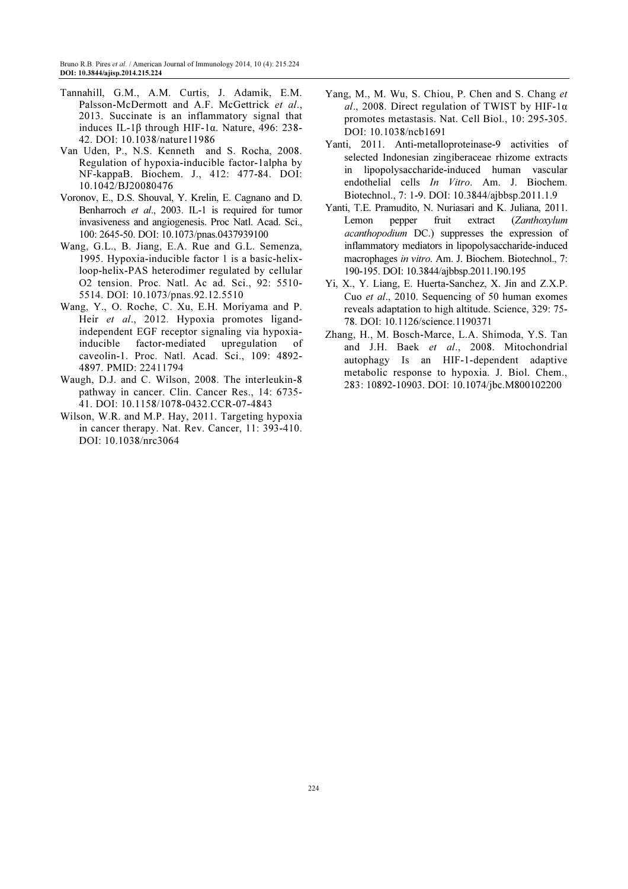Tannahill, G.M., A.M. Curtis, J. Adamik, E.M. Palsson-McDermott and A.F. McGettrick *et al*., 2013. Succinate is an inflammatory signal that induces IL-1β through HIF-1α. Nature, 496: 238-42. DOI: 10.1038/nature11986

Van Uden, P., N.S. Kenneth and S. Rocha, 2008. Regulation of hypoxia-inducible factor-1alpha by NF-kappaB. Biochem. J., 412: 477-84. DOI: 10.1042/BJ20080476

Voronov, E., D.S. Shouval, Y. Krelin, E. Cagnano and D. Benharroch *et al*., 2003. IL-1 is required for tumor invasiveness and angiogenesis. Proc Natl. Acad. Sci., 100: 2645-50. DOI: 10.1073/pnas.0437939100

Wang, G.L., B. Jiang, E.A. Rue and G.L. Semenza, 1995. Hypoxia-inducible factor 1 is a basic-helix-loop-helix-PAS heterodimer regulated by cellular O2 tension. Proc. Natl. Ac ad. Sci., 92: 5510-5514. DOI: 10.1073/pnas.92.12.5510

Wang, Y., O. Roche, C. Xu, E.H. Moriyama and P. Heir *et al*., 2012. Hypoxia promotes ligand-independent EGF receptor signaling via hypoxia-inducible factor-mediated upregulation of caveolin-1. Proc. Natl. Acad. Sci., 109: 4892-4897. PMID: 22411794

Waugh, D.J. and C. Wilson, 2008. The interleukin-8 pathway in cancer. Clin. Cancer Res., 14: 6735-41. DOI: 10.1158/1078-0432.CCR-07-4843

Wilson, W.R. and M.P. Hay, 2011. Targeting hypoxia in cancer therapy. Nat. Rev. Cancer, 11: 393-410. DOI: 10.1038/nrc3064

Yang, M., M. Wu, S. Chiou, P. Chen and S. Chang *et al*., 2008. Direct regulation of TWIST by HIF-1α promotes metastasis. Nat. Cell Biol., 10: 295-305. DOI: 10.1038/ncb1691

Yanti, 2011. Anti-metalloproteinase-9 activities of selected Indonesian zingiberaceae rhizome extracts in lipopolysaccharide-induced human vascular endothelial cells *In Vitro*. Am. J. Biochem. Biotechnol., 7: 1-9. DOI: 10.3844/ajbbsp.2011.1.9

Yanti, T.E. Pramudito, N. Nuriasari and K. Juliana, 2011. Lemon pepper fruit extract (*Zanthoxylum acanthopodium* DC.) suppresses the expression of inflammatory mediators in lipopolysaccharide-induced macrophages *in vitro*. Am. J. Biochem. Biotechnol., 7: 190-195. DOI: 10.3844/ajbbsp.2011.190.195

Yi, X., Y. Liang, E. Huerta-Sanchez, X. Jin and Z.X.P. Cuo *et al*., 2010. Sequencing of 50 human exomes reveals adaptation to high altitude. Science, 329: 75-78. DOI: 10.1126/science.1190371

Zhang, H., M. Bosch-Marce, L.A. Shimoda, Y.S. Tan and J.H. Baek *et al*., 2008. Mitochondrial autophagy Is an HIF-1-dependent adaptive metabolic response to hypoxia. J. Biol. Chem., 283: 10892-10903. DOI: 10.1074/jbc.M800102200